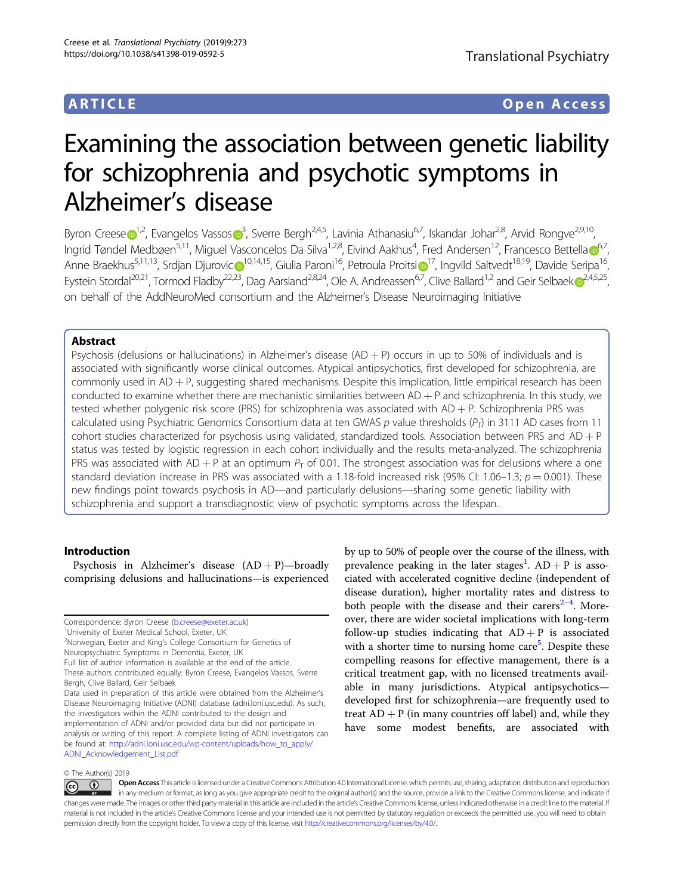ARTICLE Open Access

# Examining the association between genetic liability for schizophrenia and psychotic symptoms in Alzheimer's disease

Byron Creese[1,2], Evangelos Vassos[3], Sverre Bergh[2,4,5], Lavinia Athanasiu[6,7], Iskandar Johar[2,8], Arvid Rongve[2,9,10], Ingrid Tøndel Medbøen[5,11], Miguel Vasconcelos Da Silva[1,2,8], Eivind Aakhus[4], Fred Andersen[12], Francesco Bettella[6,7], Anne Braekhus[5,11,13], Srdjan Djurovic[10,14,15], Giulia Paroni[16], Petroula Proitsi[17], Ingvild Saltvedt[18,19], Davide Seripa[16], Eystein Stordal[20,21], Tormod Fladby[22,23], Dag Aarsland[2,8,24], Ole A. Andreassen[6,7], Clive Ballard[1,2] and Geir Selbaek[2,4,5,25], on behalf of the AddNeuroMed consortium and the Alzheimer's Disease Neuroimaging Initiative

## Abstract

Psychosis (delusions or hallucinations) in Alzheimer's disease (AD + P) occurs in up to 50% of individuals and is associated with significantly worse clinical outcomes. Atypical antipsychotics, first developed for schizophrenia, are commonly used in AD + P, suggesting shared mechanisms. Despite this implication, little empirical research has been conducted to examine whether there are mechanistic similarities between AD + P and schizophrenia. In this study, we tested whether polygenic risk score (PRS) for schizophrenia was associated with AD + P. Schizophrenia PRS was calculated using Psychiatric Genomics Consortium data at ten GWAS $p$ value thresholds ($P_T$) in 3111 AD cases from 11 cohort studies characterized for psychosis using validated, standardized tools. Association between PRS and AD + P status was tested by logistic regression in each cohort individually and the results meta-analyzed. The schizophrenia PRS was associated with AD + P at an optimum $P_T$ of 0.01. The strongest association was for delusions where a one standard deviation increase in PRS was associated with a 1.18-fold increased risk (95% CI: 1.06–1.3; $p = 0.001$). These new findings point towards psychosis in AD—and particularly delusions—sharing some genetic liability with schizophrenia and support a transdiagnostic view of psychotic symptoms across the lifespan.

## Introduction

Psychosis in Alzheimer's disease (AD + P)—broadly comprising delusions and hallucinations—is experienced by up to 50% of people over the course of the illness, with prevalence peaking in the later stages[1]. AD + P is associated with accelerated cognitive decline (independent of disease duration), higher mortality rates and distress to both people with the disease and their carers[2–4]. Moreover, there are wider societal implications with long-term follow-up studies indicating that AD + P is associated with a shorter time to nursing home care[5]. Despite these compelling reasons for effective management, there is a critical treatment gap, with no licensed treatments available in many jurisdictions. Atypical antipsychotics—developed first for schizophrenia—are frequently used to treat AD + P (in many countries off label) and, while they have some modest benefits, are associated with

Correspondence: Byron Creese (b.creese@exeter.ac.uk)
[1]University of Exeter Medical School, Exeter, UK
[2]Norwegian, Exeter and King's College Consortium for Genetics of Neuropsychiatric Symptoms in Dementia, Exeter, UK
Full list of author information is available at the end of the article.
These authors contributed equally: Byron Creese, Evangelos Vassos, Sverre Bergh, Clive Ballard, Geir Selbaek
Data used in preparation of this article were obtained from the Alzheimer's Disease Neuroimaging Initiative (ADNI) database (adni.loni.usc.edu). As such, the investigators within the ADNI contributed to the design and implementation of ADNI and/or provided data but did not participate in analysis or writing of this report. A complete listing of ADNI investigators can be found at: http://adni.loni.usc.edu/wp-content/uploads/how_to_apply/ADNI_Acknowledgement_List.pdf

© The Author(s) 2019

Open Access This article is licensed under a Creative Commons Attribution 4.0 International License, which permits use, sharing, adaptation, distribution and reproduction in any medium or format, as long as you give appropriate credit to the original author(s) and the source, provide a link to the Creative Commons license, and indicate if changes were made. The images or other third party material in this article are included in the article's Creative Commons license, unless indicated otherwise in a credit line to the material. If material is not included in the article's Creative Commons license and your intended use is not permitted by statutory regulation or exceeds the permitted use, you will need to obtain permission directly from the copyright holder. To view a copy of this license, visit http://creativecommons.org/licenses/by/4.0/.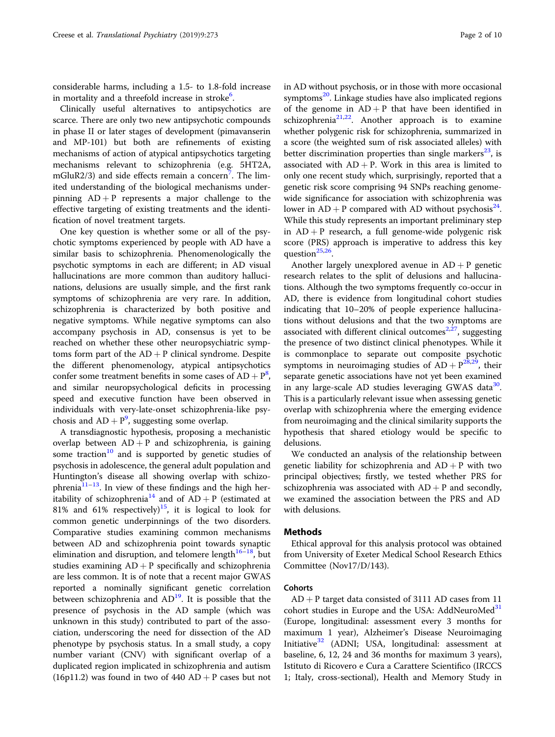considerable harms, including a 1.5- to 1.8-fold increase in mortality and a threefold increase in stroke[6].

Clinically useful alternatives to antipsychotics are scarce. There are only two new antipsychotic compounds in phase II or later stages of development (pimavanserin and MP-101) but both are refinements of existing mechanisms of action of atypical antipsychotics targeting mechanisms relevant to schizophrenia (e.g. 5HT2A, mGluR2/3) and side effects remain a concern[7]. The limited understanding of the biological mechanisms underpinning AD + P represents a major challenge to the effective targeting of existing treatments and the identification of novel treatment targets.

One key question is whether some or all of the psychotic symptoms experienced by people with AD have a similar basis to schizophrenia. Phenomenologically the psychotic symptoms in each are different; in AD visual hallucinations are more common than auditory hallucinations, delusions are usually simple, and the first rank symptoms of schizophrenia are very rare. In addition, schizophrenia is characterized by both positive and negative symptoms. While negative symptoms can also accompany psychosis in AD, consensus is yet to be reached on whether these other neuropsychiatric symptoms form part of the AD + P clinical syndrome. Despite the different phenomenology, atypical antipsychotics confer some treatment benefits in some cases of AD + P[8], and similar neuropsychological deficits in processing speed and executive function have been observed in individuals with very-late-onset schizophrenia-like psychosis and AD + P[9], suggesting some overlap.

A transdiagnostic hypothesis, proposing a mechanistic overlap between AD + P and schizophrenia, is gaining some traction[10] and is supported by genetic studies of psychosis in adolescence, the general adult population and Huntington's disease all showing overlap with schizophrenia[11–13]. In view of these findings and the high heritability of schizophrenia[14] and of AD + P (estimated at 81% and 61% respectively)[15], it is logical to look for common genetic underpinnings of the two disorders. Comparative studies examining common mechanisms between AD and schizophrenia point towards synaptic elimination and disruption, and telomere length[16–18], but studies examining AD + P specifically and schizophrenia are less common. It is of note that a recent major GWAS reported a nominally significant genetic correlation between schizophrenia and AD[19]. It is possible that the presence of psychosis in the AD sample (which was unknown in this study) contributed to part of the association, underscoring the need for dissection of the AD phenotype by psychosis status. In a small study, a copy number variant (CNV) with significant overlap of a duplicated region implicated in schizophrenia and autism (16p11.2) was found in two of 440 AD + P cases but not in AD without psychosis, or in those with more occasional symptoms[20]. Linkage studies have also implicated regions of the genome in AD + P that have been identified in schizophrenia[21,22]. Another approach is to examine whether polygenic risk for schizophrenia, summarized in a score (the weighted sum of risk associated alleles) with better discrimination properties than single markers[23], is associated with AD + P. Work in this area is limited to only one recent study which, surprisingly, reported that a genetic risk score comprising 94 SNPs reaching genome-wide significance for association with schizophrenia was lower in AD + P compared with AD without psychosis[24]. While this study represents an important preliminary step in AD + P research, a full genome-wide polygenic risk score (PRS) approach is imperative to address this key question[25,26].

Another largely unexplored avenue in AD + P genetic research relates to the split of delusions and hallucinations. Although the two symptoms frequently co-occur in AD, there is evidence from longitudinal cohort studies indicating that 10–20% of people experience hallucinations without delusions and that the two symptoms are associated with different clinical outcomes[2,27], suggesting the presence of two distinct clinical phenotypes. While it is commonplace to separate out composite psychotic symptoms in neuroimaging studies of AD + P[28,29], their separate genetic associations have not yet been examined in any large-scale AD studies leveraging GWAS data[30]. This is a particularly relevant issue when assessing genetic overlap with schizophrenia where the emerging evidence from neuroimaging and the clinical similarity supports the hypothesis that shared etiology would be specific to delusions.

We conducted an analysis of the relationship between genetic liability for schizophrenia and AD + P with two principal objectives; firstly, we tested whether PRS for schizophrenia was associated with AD + P and secondly, we examined the association between the PRS and AD with delusions.

## Methods

Ethical approval for this analysis protocol was obtained from University of Exeter Medical School Research Ethics Committee (Nov17/D/143).

### Cohorts

AD + P target data consisted of 3111 AD cases from 11 cohort studies in Europe and the USA: AddNeuroMed[31] (Europe, longitudinal: assessment every 3 months for maximum 1 year), Alzheimer's Disease Neuroimaging Initiative[32] (ADNI; USA, longitudinal: assessment at baseline, 6, 12, 24 and 36 months for maximum 3 years), Istituto di Ricovero e Cura a Carattere Scientifico (IRCCS 1; Italy, cross-sectional), Health and Memory Study in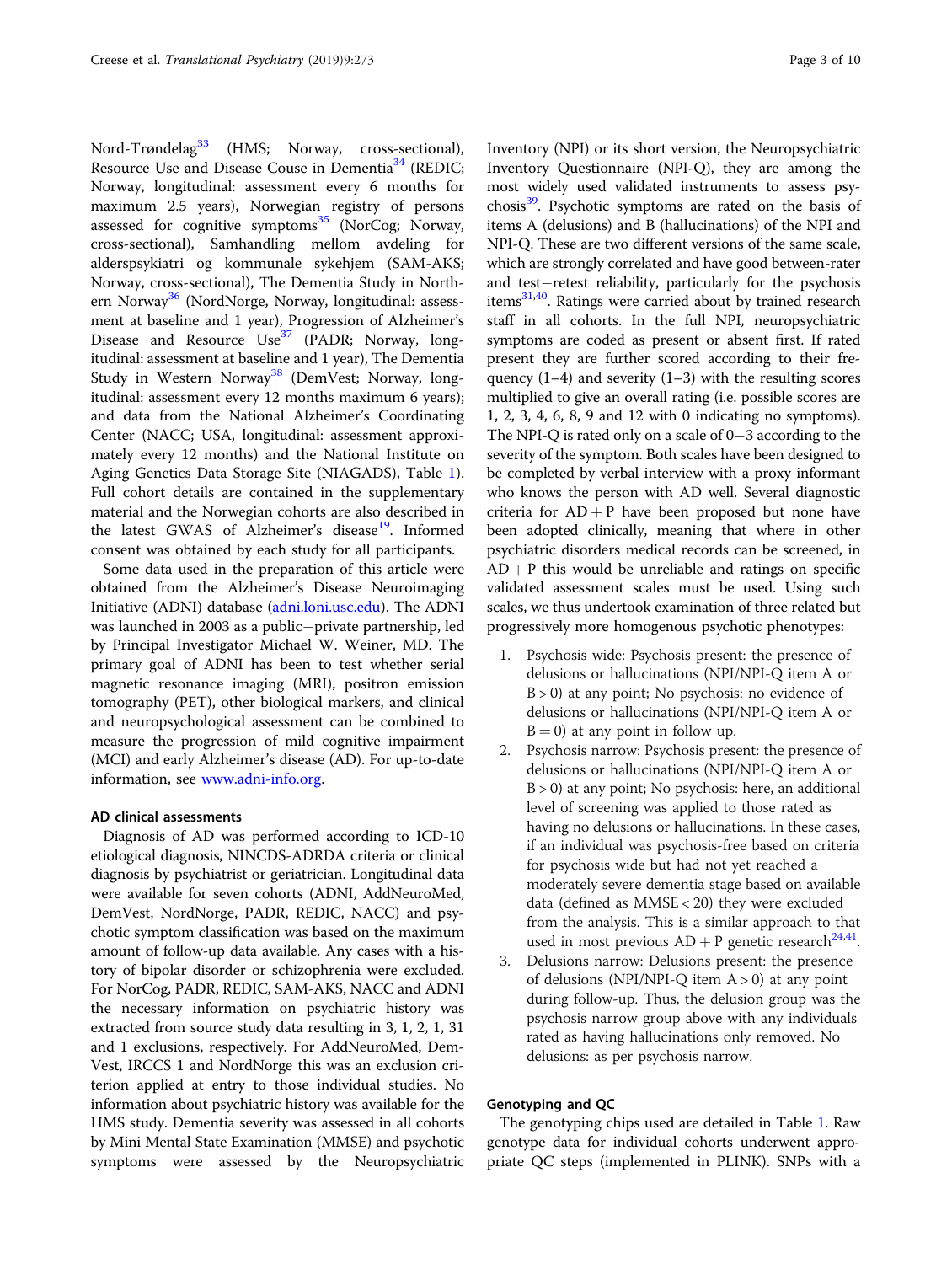Nord-Trøndelag[33] (HMS; Norway, cross-sectional), Resource Use and Disease Couse in Dementia[34] (REDIC; Norway, longitudinal: assessment every 6 months for maximum 2.5 years), Norwegian registry of persons assessed for cognitive symptoms[35] (NorCog; Norway, cross-sectional), Samhandling mellom avdeling for alderspsykiatri og kommunale sykehjem (SAM-AKS; Norway, cross-sectional), The Dementia Study in Northern Norway[36] (NordNorge, Norway, longitudinal: assessment at baseline and 1 year), Progression of Alzheimer's Disease and Resource Use[37] (PADR; Norway, longitudinal: assessment at baseline and 1 year), The Dementia Study in Western Norway[38] (DemVest; Norway, longitudinal: assessment every 12 months maximum 6 years); and data from the National Alzheimer's Coordinating Center (NACC; USA, longitudinal: assessment approximately every 12 months) and the National Institute on Aging Genetics Data Storage Site (NIAGADS), Table 1). Full cohort details are contained in the supplementary material and the Norwegian cohorts are also described in the latest GWAS of Alzheimer's disease[19]. Informed consent was obtained by each study for all participants.

Some data used in the preparation of this article were obtained from the Alzheimer's Disease Neuroimaging Initiative (ADNI) database (adni.loni.usc.edu). The ADNI was launched in 2003 as a public−private partnership, led by Principal Investigator Michael W. Weiner, MD. The primary goal of ADNI has been to test whether serial magnetic resonance imaging (MRI), positron emission tomography (PET), other biological markers, and clinical and neuropsychological assessment can be combined to measure the progression of mild cognitive impairment (MCI) and early Alzheimer's disease (AD). For up-to-date information, see www.adni-info.org.

### AD clinical assessments

Diagnosis of AD was performed according to ICD-10 etiological diagnosis, NINCDS-ADRDA criteria or clinical diagnosis by psychiatrist or geriatrician. Longitudinal data were available for seven cohorts (ADNI, AddNeuroMed, DemVest, NordNorge, PADR, REDIC, NACC) and psychotic symptom classification was based on the maximum amount of follow-up data available. Any cases with a history of bipolar disorder or schizophrenia were excluded. For NorCog, PADR, REDIC, SAM-AKS, NACC and ADNI the necessary information on psychiatric history was extracted from source study data resulting in 3, 1, 2, 1, 31 and 1 exclusions, respectively. For AddNeuroMed, DemVest, IRCCS 1 and NordNorge this was an exclusion criterion applied at entry to those individual studies. No information about psychiatric history was available for the HMS study. Dementia severity was assessed in all cohorts by Mini Mental State Examination (MMSE) and psychotic symptoms were assessed by the Neuropsychiatric Inventory (NPI) or its short version, the Neuropsychiatric Inventory Questionnaire (NPI-Q), they are among the most widely used validated instruments to assess psychosis[39]. Psychotic symptoms are rated on the basis of items A (delusions) and B (hallucinations) of the NPI and NPI-Q. These are two different versions of the same scale, which are strongly correlated and have good between-rater and test−retest reliability, particularly for the psychosis items[31,40]. Ratings were carried about by trained research staff in all cohorts. In the full NPI, neuropsychiatric symptoms are coded as present or absent first. If rated present they are further scored according to their frequency (1−4) and severity (1−3) with the resulting scores multiplied to give an overall rating (i.e. possible scores are 1, 2, 3, 4, 6, 8, 9 and 12 with 0 indicating no symptoms). The NPI-Q is rated only on a scale of 0−3 according to the severity of the symptom. Both scales have been designed to be completed by verbal interview with a proxy informant who knows the person with AD well. Several diagnostic criteria for AD + P have been proposed but none have been adopted clinically, meaning that where in other psychiatric disorders medical records can be screened, in AD + P this would be unreliable and ratings on specific validated assessment scales must be used. Using such scales, we thus undertook examination of three related but progressively more homogenous psychotic phenotypes:

1. Psychosis wide: Psychosis present: the presence of delusions or hallucinations (NPI/NPI-Q item A or B > 0) at any point; No psychosis: no evidence of delusions or hallucinations (NPI/NPI-Q item A or B = 0) at any point in follow up.
2. Psychosis narrow: Psychosis present: the presence of delusions or hallucinations (NPI/NPI-Q item A or B > 0) at any point; No psychosis: here, an additional level of screening was applied to those rated as having no delusions or hallucinations. In these cases, if an individual was psychosis-free based on criteria for psychosis wide but had not yet reached a moderately severe dementia stage based on available data (defined as MMSE < 20) they were excluded from the analysis. This is a similar approach to that used in most previous AD + P genetic research[24,41].
3. Delusions narrow: Delusions present: the presence of delusions (NPI/NPI-Q item A > 0) at any point during follow-up. Thus, the delusion group was the psychosis narrow group above with any individuals rated as having hallucinations only removed. No delusions: as per psychosis narrow.

### Genotyping and QC

The genotyping chips used are detailed in Table 1. Raw genotype data for individual cohorts underwent appropriate QC steps (implemented in PLINK). SNPs with a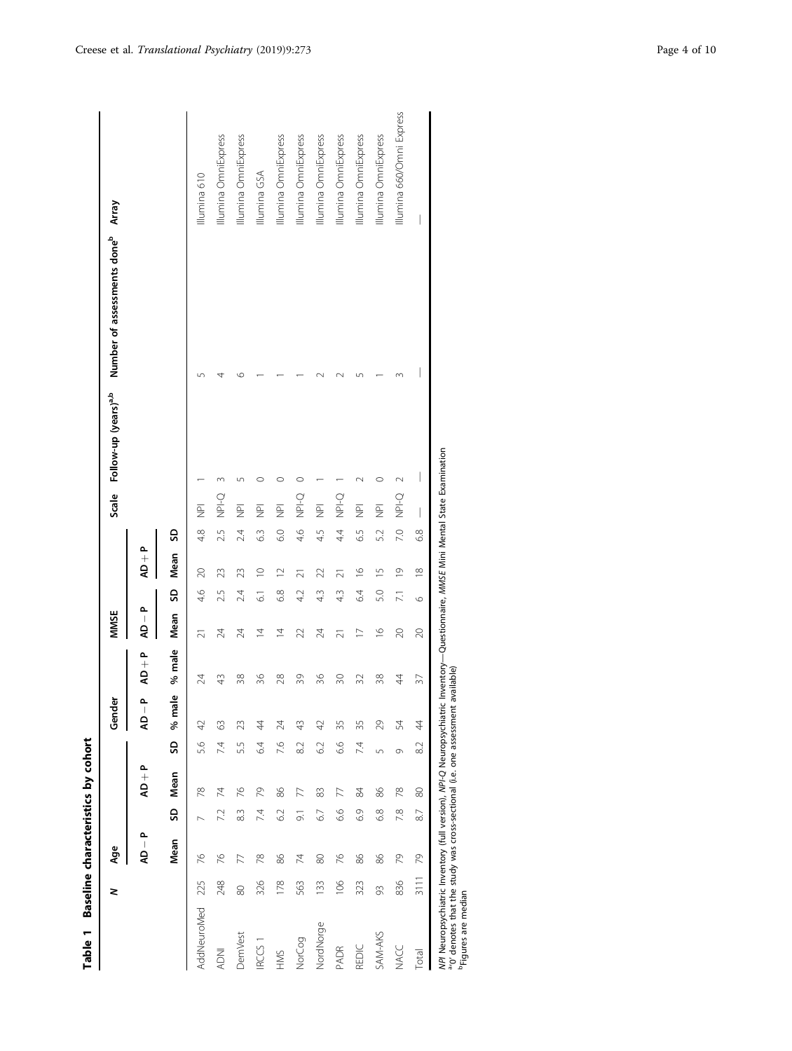**Table 1 Baseline characteristics by cohort**

| | N | Age | | | | Gender | | MMSE | | | | Scale | Follow-up (years)[a,b] | Number of assessments done[b] | Array |
|---|---|---|---|---|---|---|---|---|---|---|---|---|---|---|---|
| | | AD − P | | AD + P | | AD − P | AD + P | AD − P | | AD + P | | | | | |
| | | Mean | SD | Mean | SD | % male | % male | Mean | SD | Mean | SD | | | | |
| AddNeuroMed | 225 | 76 | 7 | 78 | 5.6 | 42 | 24 | 21 | 4.6 | 20 | 4.8 | NPI | 1 | 5 | Illumina 610 |
| ADNI | 248 | 76 | 7.2 | 74 | 7.4 | 63 | 43 | 24 | 2.5 | 23 | 2.5 | NPI-Q | 3 | 4 | Illumina OmniExpress |
| DemVest | 80 | 77 | 8.3 | 76 | 5.5 | 23 | 38 | 24 | 2.4 | 23 | 2.4 | NPI | 5 | 6 | Illumina OmniExpress |
| IRCCS 1 | 326 | 78 | 7.4 | 79 | 6.4 | 44 | 36 | 14 | 6.1 | 10 | 6.3 | NPI | 0 | 1 | Illumina GSA |
| HMS | 178 | 86 | 6.2 | 86 | 7.6 | 24 | 28 | 14 | 6.8 | 12 | 6.0 | NPI | 0 | 1 | Illumina OmniExpress |
| NorCog | 563 | 74 | 9.1 | 77 | 8.2 | 43 | 39 | 22 | 4.2 | 21 | 4.6 | NPI-Q | 0 | 1 | Illumina OmniExpress |
| NordNorge | 133 | 80 | 6.7 | 83 | 6.2 | 42 | 36 | 24 | 4.3 | 22 | 4.5 | NPI | 1 | 2 | Illumina OmniExpress |
| PADR | 106 | 76 | 6.6 | 77 | 6.6 | 35 | 30 | 21 | 4.3 | 21 | 4.4 | NPI-Q | 1 | 2 | Illumina OmniExpress |
| REDIC | 323 | 86 | 6.9 | 84 | 7.4 | 35 | 32 | 17 | 6.4 | 16 | 6.5 | NPI | 2 | 5 | Illumina OmniExpress |
| SAM-AKS | 93 | 86 | 6.8 | 86 | 5 | 29 | 38 | 16 | 5.0 | 15 | 5.2 | NPI | 0 | 1 | Illumina OmniExpress |
| NACC | 836 | 79 | 7.8 | 78 | 9 | 54 | 44 | 20 | 7.1 | 19 | 7.0 | NPI-Q | 2 | 3 | Illumina 660/Omni Express |
| Total | 3111 | 79 | 8.7 | 80 | 8.2 | 44 | 37 | 20 | 6 | 18 | 6.8 | — | — | — | — |

*NPI* Neuropsychiatric Inventory (full version), *NPI-Q* Neuropsychiatric Inventory—Questionnaire, *MMSE* Mini Mental State Examination
[a]'0' denotes that the study was cross-sectional (i.e. one assessment available)
[b]Figures are median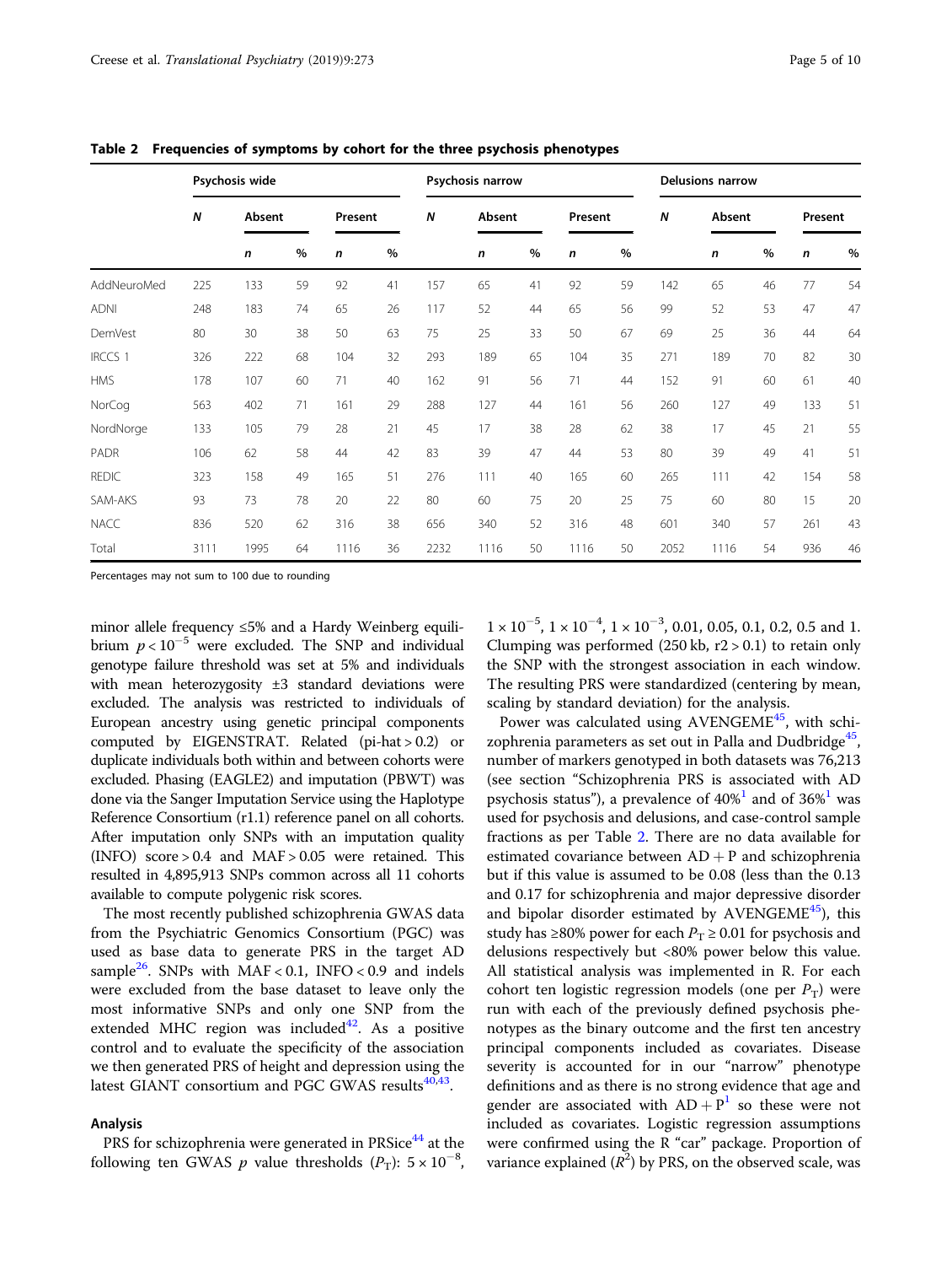**Table 2 Frequencies of symptoms by cohort for the three psychosis phenotypes**

| | Psychosis wide | | | | | Psychosis narrow | | | | | Delusions narrow | | | | |
|---|---|---|---|---|---|---|---|---|---|---|---|---|---|---|---|
| | N | Absent | | Present | | N | Absent | | Present | | N | Absent | | Present | |
| | | n | % | n | % | | n | % | n | % | | n | % | n | % |
| AddNeuroMed | 225 | 133 | 59 | 92 | 41 | 157 | 65 | 41 | 92 | 59 | 142 | 65 | 46 | 77 | 54 |
| ADNI | 248 | 183 | 74 | 65 | 26 | 117 | 52 | 44 | 65 | 56 | 99 | 52 | 53 | 47 | 47 |
| DemVest | 80 | 30 | 38 | 50 | 63 | 75 | 25 | 33 | 50 | 67 | 69 | 25 | 36 | 44 | 64 |
| IRCCS 1 | 326 | 222 | 68 | 104 | 32 | 293 | 189 | 65 | 104 | 35 | 271 | 189 | 70 | 82 | 30 |
| HMS | 178 | 107 | 60 | 71 | 40 | 162 | 91 | 56 | 71 | 44 | 152 | 91 | 60 | 61 | 40 |
| NorCog | 563 | 402 | 71 | 161 | 29 | 288 | 127 | 44 | 161 | 56 | 260 | 127 | 49 | 133 | 51 |
| NordNorge | 133 | 105 | 79 | 28 | 21 | 45 | 17 | 38 | 28 | 62 | 38 | 17 | 45 | 21 | 55 |
| PADR | 106 | 62 | 58 | 44 | 42 | 83 | 39 | 47 | 44 | 53 | 80 | 39 | 49 | 41 | 51 |
| REDIC | 323 | 158 | 49 | 165 | 51 | 276 | 111 | 40 | 165 | 60 | 265 | 111 | 42 | 154 | 58 |
| SAM-AKS | 93 | 73 | 78 | 20 | 22 | 80 | 60 | 75 | 20 | 25 | 75 | 60 | 80 | 15 | 20 |
| NACC | 836 | 520 | 62 | 316 | 38 | 656 | 340 | 52 | 316 | 48 | 601 | 340 | 57 | 261 | 43 |
| Total | 3111 | 1995 | 64 | 1116 | 36 | 2232 | 1116 | 50 | 1116 | 50 | 2052 | 1116 | 54 | 936 | 46 |

Percentages may not sum to 100 due to rounding

minor allele frequency ≤5% and a Hardy Weinberg equilibrium $p < 10^{-5}$ were excluded. The SNP and individual genotype failure threshold was set at 5% and individuals with mean heterozygosity ±3 standard deviations were excluded. The analysis was restricted to individuals of European ancestry using genetic principal components computed by EIGENSTRAT. Related (pi-hat > 0.2) or duplicate individuals both within and between cohorts were excluded. Phasing (EAGLE2) and imputation (PBWT) was done via the Sanger Imputation Service using the Haplotype Reference Consortium (r1.1) reference panel on all cohorts. After imputation only SNPs with an imputation quality (INFO) score > 0.4 and MAF > 0.05 were retained. This resulted in 4,895,913 SNPs common across all 11 cohorts available to compute polygenic risk scores.

The most recently published schizophrenia GWAS data from the Psychiatric Genomics Consortium (PGC) was used as base data to generate PRS in the target AD sample[26]. SNPs with MAF < 0.1, INFO < 0.9 and indels were excluded from the base dataset to leave only the most informative SNPs and only one SNP from the extended MHC region was included[42]. As a positive control and to evaluate the specificity of the association we then generated PRS of height and depression using the latest GIANT consortium and PGC GWAS results[40,43].

## Analysis

PRS for schizophrenia were generated in PRSice[44] at the following ten GWAS $p$ value thresholds ($P_T$): $5 \times 10^{-8}$, $1 \times 10^{-5}$, $1 \times 10^{-4}$, $1 \times 10^{-3}$, 0.01, 0.05, 0.1, 0.2, 0.5 and 1. Clumping was performed (250 kb, r2 > 0.1) to retain only the SNP with the strongest association in each window. The resulting PRS were standardized (centering by mean, scaling by standard deviation) for the analysis.

Power was calculated using AVENGEME[45], with schizophrenia parameters as set out in Palla and Dudbridge[45], number of markers genotyped in both datasets was 76,213 (see section "Schizophrenia PRS is associated with AD psychosis status"), a prevalence of 40%[1] and of 36%[1] was used for psychosis and delusions, and case-control sample fractions as per Table 2. There are no data available for estimated covariance between AD + P and schizophrenia but if this value is assumed to be 0.08 (less than the 0.13 and 0.17 for schizophrenia and major depressive disorder and bipolar disorder estimated by AVENGEME[45]), this study has ≥80% power for each $P_T \geq 0.01$ for psychosis and delusions respectively but <80% power below this value. All statistical analysis was implemented in R. For each cohort ten logistic regression models (one per $P_T$) were run with each of the previously defined psychosis phenotypes as the binary outcome and the first ten ancestry principal components included as covariates. Disease severity is accounted for in our "narrow" phenotype definitions and as there is no strong evidence that age and gender are associated with AD + P[1] so these were not included as covariates. Logistic regression assumptions were confirmed using the R "car" package. Proportion of variance explained ($R^2$) by PRS, on the observed scale, was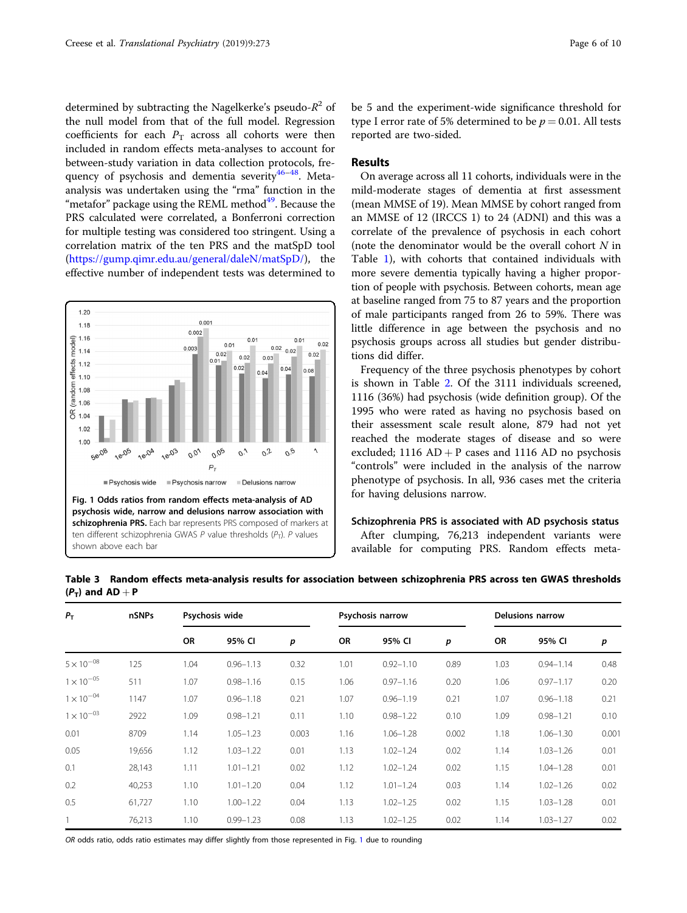determined by subtracting the Nagelkerke's pseudo-$R^2$ of the null model from that of the full model. Regression coefficients for each $P_T$ across all cohorts were then included in random effects meta-analyses to account for between-study variation in data collection protocols, frequency of psychosis and dementia severity[46–48]. Meta-analysis was undertaken using the "rma" function in the "metafor" package using the REML method[49]. Because the PRS calculated were correlated, a Bonferroni correction for multiple testing was considered too stringent. Using a correlation matrix of the ten PRS and the matSpD tool (https://gump.qimr.edu.au/general/daleN/matSpD/), the effective number of independent tests was determined to be 5 and the experiment-wide significance threshold for type I error rate of 5% determined to be $p = 0.01$. All tests reported are two-sided.

**Fig. 1 Odds ratios from random effects meta-analysis of AD psychosis wide, narrow and delusions narrow association with schizophrenia PRS.** Each bar represents PRS composed of markers at ten different schizophrenia GWAS *P* value thresholds ($P_T$). *P* values shown above each bar

## Results

On average across all 11 cohorts, individuals were in the mild-moderate stages of dementia at first assessment (mean MMSE of 19). Mean MMSE by cohort ranged from an MMSE of 12 (IRCCS 1) to 24 (ADNI) and this was a correlate of the prevalence of psychosis in each cohort (note the denominator would be the overall cohort *N* in Table 1), with cohorts that contained individuals with more severe dementia typically having a higher proportion of people with psychosis. Between cohorts, mean age at baseline ranged from 75 to 87 years and the proportion of male participants ranged from 26 to 59%. There was little difference in age between the psychosis and no psychosis groups across all studies but gender distributions did differ.

Frequency of the three psychosis phenotypes by cohort is shown in Table 2. Of the 3111 individuals screened, 1116 (36%) had psychosis (wide definition group). Of the 1995 who were rated as having no psychosis based on their assessment scale result alone, 879 had not yet reached the moderate stages of disease and so were excluded; 1116 AD + P cases and 1116 AD no psychosis "controls" were included in the analysis of the narrow phenotype of psychosis. In all, 936 cases met the criteria for having delusions narrow.

### Schizophrenia PRS is associated with AD psychosis status

After clumping, 76,213 independent variants were available for computing PRS. Random effects meta-

**Table 3 Random effects meta-analysis results for association between schizophrenia PRS across ten GWAS thresholds ($P_T$) and AD + P**

| $P_T$ | nSNPs | Psychosis wide | | | Psychosis narrow | | | Delusions narrow | | |
|---|---|---|---|---|---|---|---|---|---|---|
| | | OR | 95% CI | *p* | OR | 95% CI | *p* | OR | 95% CI | *p* |
| $5 \times 10^{-08}$ | 125 | 1.04 | 0.96–1.13 | 0.32 | 1.01 | 0.92–1.10 | 0.89 | 1.03 | 0.94–1.14 | 0.48 |
| $1 \times 10^{-05}$ | 511 | 1.07 | 0.98–1.16 | 0.15 | 1.06 | 0.97–1.16 | 0.20 | 1.06 | 0.97–1.17 | 0.20 |
| $1 \times 10^{-04}$ | 1147 | 1.07 | 0.96–1.18 | 0.21 | 1.07 | 0.96–1.19 | 0.21 | 1.07 | 0.96–1.18 | 0.21 |
| $1 \times 10^{-03}$ | 2922 | 1.09 | 0.98–1.21 | 0.11 | 1.10 | 0.98–1.22 | 0.10 | 1.09 | 0.98–1.21 | 0.10 |
| 0.01 | 8709 | 1.14 | 1.05–1.23 | 0.003 | 1.16 | 1.06–1.28 | 0.002 | 1.18 | 1.06–1.30 | 0.001 |
| 0.05 | 19,656 | 1.12 | 1.03–1.22 | 0.01 | 1.13 | 1.02–1.24 | 0.02 | 1.14 | 1.03–1.26 | 0.01 |
| 0.1 | 28,143 | 1.11 | 1.01–1.21 | 0.02 | 1.12 | 1.02–1.24 | 0.02 | 1.15 | 1.04–1.28 | 0.01 |
| 0.2 | 40,253 | 1.10 | 1.01–1.20 | 0.04 | 1.12 | 1.01–1.24 | 0.03 | 1.14 | 1.02–1.26 | 0.02 |
| 0.5 | 61,727 | 1.10 | 1.00–1.22 | 0.04 | 1.13 | 1.02–1.25 | 0.02 | 1.15 | 1.03–1.28 | 0.01 |
| 1 | 76,213 | 1.10 | 0.99–1.23 | 0.08 | 1.13 | 1.02–1.25 | 0.02 | 1.14 | 1.03–1.27 | 0.02 |

*OR* odds ratio, odds ratio estimates may differ slightly from those represented in Fig. 1 due to rounding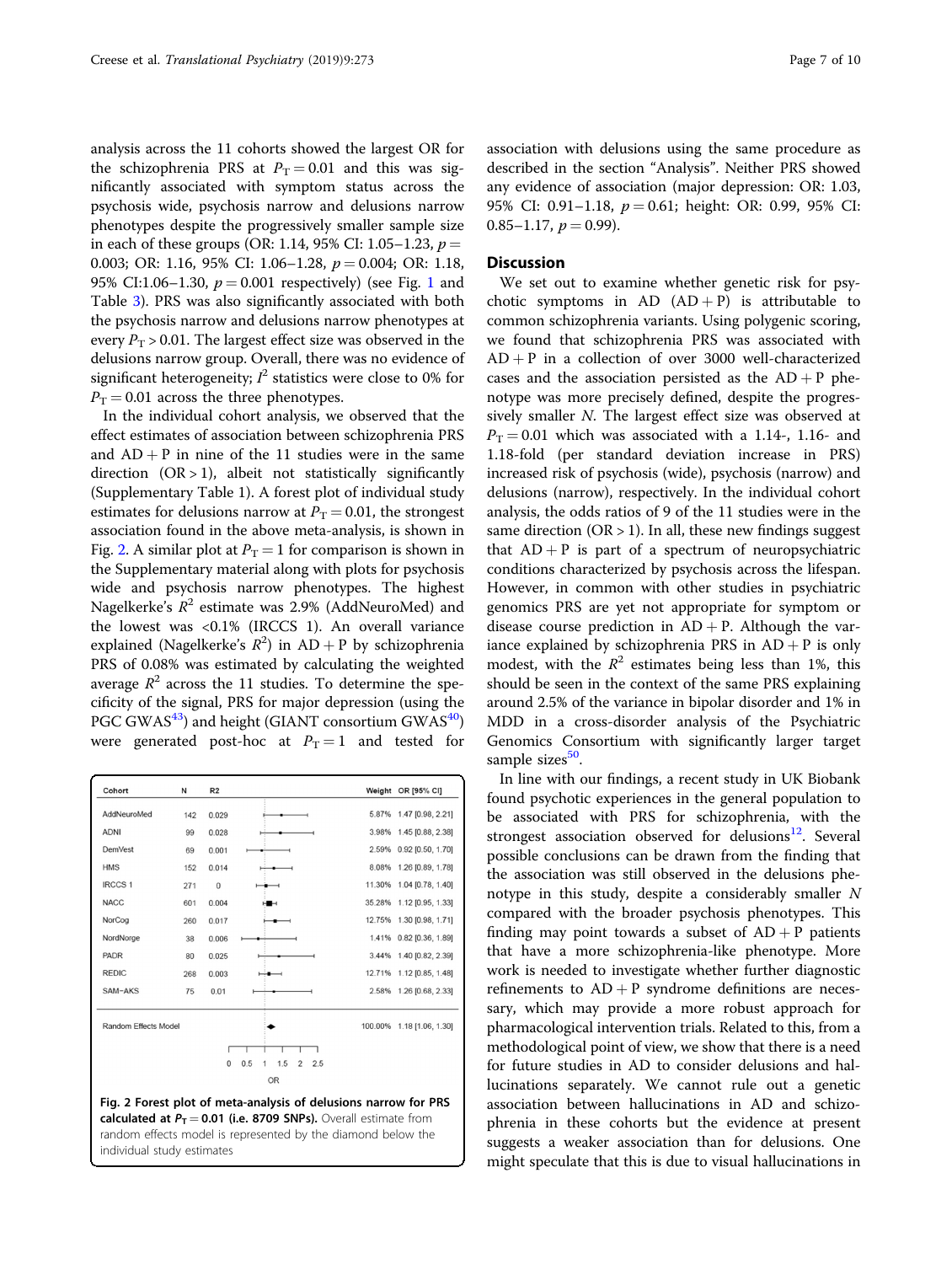analysis across the 11 cohorts showed the largest OR for the schizophrenia PRS at $P_T = 0.01$ and this was significantly associated with symptom status across the psychosis wide, psychosis narrow and delusions narrow phenotypes despite the progressively smaller sample size in each of these groups (OR: 1.14, 95% CI: 1.05–1.23, $p = 0.003$; OR: 1.16, 95% CI: 1.06–1.28, $p = 0.004$; OR: 1.18, 95% CI:1.06–1.30, $p = 0.001$ respectively) (see Fig. 1 and Table 3). PRS was also significantly associated with both the psychosis narrow and delusions narrow phenotypes at every $P_T > 0.01$. The largest effect size was observed in the delusions narrow group. Overall, there was no evidence of significant heterogeneity; $I^2$ statistics were close to 0% for $P_T = 0.01$ across the three phenotypes.

In the individual cohort analysis, we observed that the effect estimates of association between schizophrenia PRS and AD + P in nine of the 11 studies were in the same direction (OR > 1), albeit not statistically significantly (Supplementary Table 1). A forest plot of individual study estimates for delusions narrow at $P_T = 0.01$, the strongest association found in the above meta-analysis, is shown in Fig. 2. A similar plot at $P_T = 1$ for comparison is shown in the Supplementary material along with plots for psychosis wide and psychosis narrow phenotypes. The highest Nagelkerke's $R^2$ estimate was 2.9% (AddNeuroMed) and the lowest was <0.1% (IRCCS 1). An overall variance explained (Nagelkerke's $R^2$) in AD + P by schizophrenia PRS of 0.08% was estimated by calculating the weighted average $R^2$ across the 11 studies. To determine the specificity of the signal, PRS for major depression (using the PGC GWAS[43]) and height (GIANT consortium GWAS[40]) were generated post-hoc at $P_T = 1$ and tested for

| Cohort | N | R2 | Weight | OR [95% CI] |
|---|---|---|---|---|
| AddNeuroMed | 142 | 0.029 | 5.87% | 1.47 [0.98, 2.21] |
| ADNI | 99 | 0.028 | 3.98% | 1.45 [0.88, 2.38] |
| DemVest | 69 | 0.001 | 2.59% | 0.92 [0.50, 1.70] |
| HMS | 152 | 0.014 | 8.08% | 1.26 [0.89, 1.78] |
| IRCCS 1 | 271 | 0 | 11.30% | 1.04 [0.78, 1.40] |
| NACC | 601 | 0.004 | 35.28% | 1.12 [0.95, 1.33] |
| NorCog | 260 | 0.017 | 12.75% | 1.30 [0.98, 1.71] |
| NordNorge | 38 | 0.006 | 1.41% | 0.82 [0.36, 1.89] |
| PADR | 80 | 0.025 | 3.44% | 1.40 [0.82, 2.39] |
| REDIC | 268 | 0.003 | 12.71% | 1.12 [0.85, 1.48] |
| SAM-AKS | 75 | 0.01 | 2.58% | 1.26 [0.68, 2.33] |
| Random Effects Model | | | 100.00% | 1.18 [1.06, 1.30] |

**Fig. 2 Forest plot of meta-analysis of delusions narrow for PRS calculated at $P_T = 0.01$ (i.e. 8709 SNPs).** Overall estimate from random effects model is represented by the diamond below the individual study estimates

association with delusions using the same procedure as described in the section "Analysis". Neither PRS showed any evidence of association (major depression: OR: 1.03, 95% CI: 0.91–1.18, $p = 0.61$; height: OR: 0.99, 95% CI: 0.85–1.17, $p = 0.99$).

## Discussion

We set out to examine whether genetic risk for psychotic symptoms in AD (AD + P) is attributable to common schizophrenia variants. Using polygenic scoring, we found that schizophrenia PRS was associated with AD + P in a collection of over 3000 well-characterized cases and the association persisted as the AD + P phenotype was more precisely defined, despite the progressively smaller N. The largest effect size was observed at $P_T = 0.01$ which was associated with a 1.14-, 1.16- and 1.18-fold (per standard deviation increase in PRS) increased risk of psychosis (wide), psychosis (narrow) and delusions (narrow), respectively. In the individual cohort analysis, the odds ratios of 9 of the 11 studies were in the same direction (OR > 1). In all, these new findings suggest that AD + P is part of a spectrum of neuropsychiatric conditions characterized by psychosis across the lifespan. However, in common with other studies in psychiatric genomics PRS are yet not appropriate for symptom or disease course prediction in AD + P. Although the variance explained by schizophrenia PRS in AD + P is only modest, with the $R^2$ estimates being less than 1%, this should be seen in the context of the same PRS explaining around 2.5% of the variance in bipolar disorder and 1% in MDD in a cross-disorder analysis of the Psychiatric Genomics Consortium with significantly larger target sample sizes[50].

In line with our findings, a recent study in UK Biobank found psychotic experiences in the general population to be associated with PRS for schizophrenia, with the strongest association observed for delusions[12]. Several possible conclusions can be drawn from the finding that the association was still observed in the delusions phenotype in this study, despite a considerably smaller N compared with the broader psychosis phenotypes. This finding may point towards a subset of AD + P patients that have a more schizophrenia-like phenotype. More work is needed to investigate whether further diagnostic refinements to AD + P syndrome definitions are necessary, which may provide a more robust approach for pharmacological intervention trials. Related to this, from a methodological point of view, we show that there is a need for future studies in AD to consider delusions and hallucinations separately. We cannot rule out a genetic association between hallucinations in AD and schizophrenia in these cohorts but the evidence at present suggests a weaker association than for delusions. One might speculate that this is due to visual hallucinations in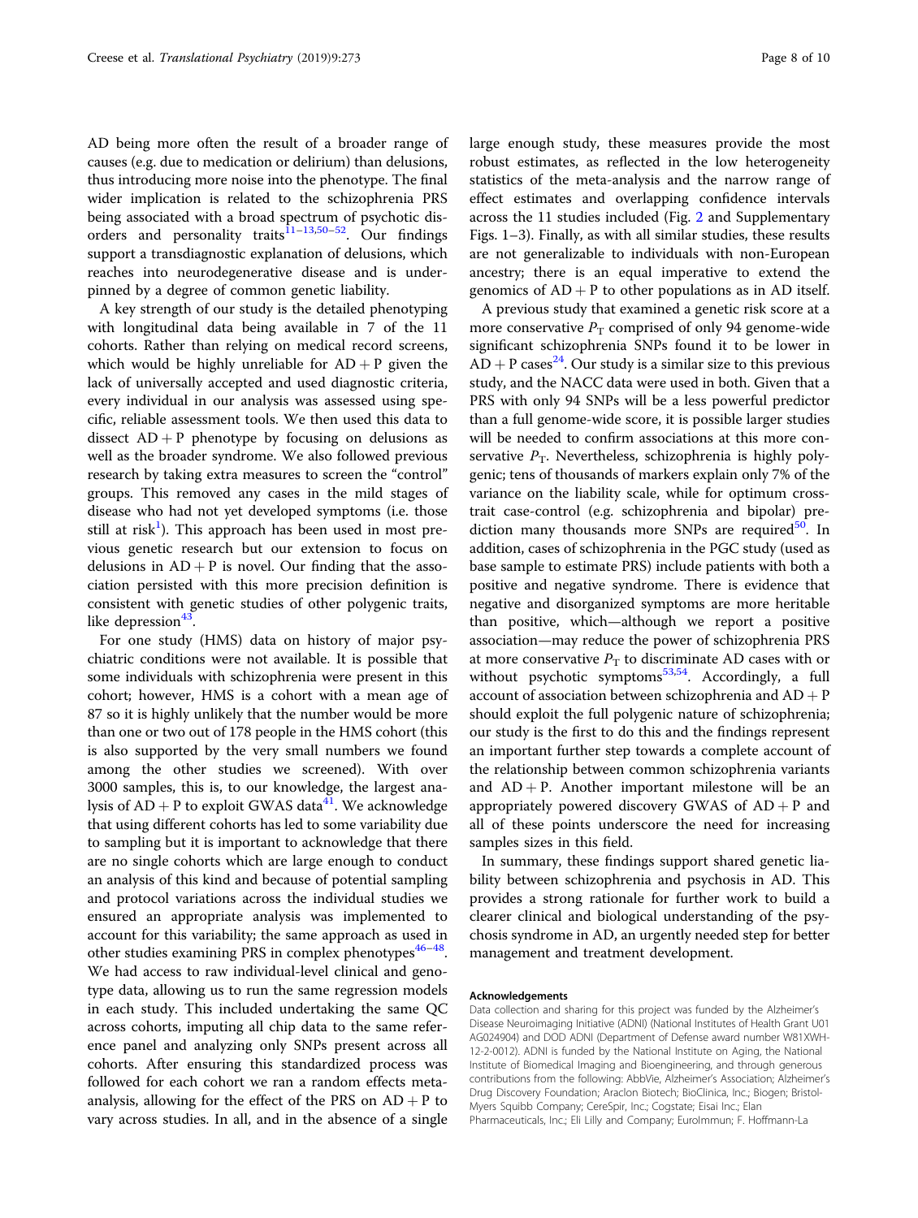AD being more often the result of a broader range of causes (e.g. due to medication or delirium) than delusions, thus introducing more noise into the phenotype. The final wider implication is related to the schizophrenia PRS being associated with a broad spectrum of psychotic disorders and personality traits[11–13,50–52]. Our findings support a transdiagnostic explanation of delusions, which reaches into neurodegenerative disease and is underpinned by a degree of common genetic liability.

A key strength of our study is the detailed phenotyping with longitudinal data being available in 7 of the 11 cohorts. Rather than relying on medical record screens, which would be highly unreliable for AD + P given the lack of universally accepted and used diagnostic criteria, every individual in our analysis was assessed using specific, reliable assessment tools. We then used this data to dissect AD + P phenotype by focusing on delusions as well as the broader syndrome. We also followed previous research by taking extra measures to screen the "control" groups. This removed any cases in the mild stages of disease who had not yet developed symptoms (i.e. those still at risk[1]). This approach has been used in most previous genetic research but our extension to focus on delusions in AD + P is novel. Our finding that the association persisted with this more precision definition is consistent with genetic studies of other polygenic traits, like depression[43].

For one study (HMS) data on history of major psychiatric conditions were not available. It is possible that some individuals with schizophrenia were present in this cohort; however, HMS is a cohort with a mean age of 87 so it is highly unlikely that the number would be more than one or two out of 178 people in the HMS cohort (this is also supported by the very small numbers we found among the other studies we screened). With over 3000 samples, this is, to our knowledge, the largest analysis of AD + P to exploit GWAS data[41]. We acknowledge that using different cohorts has led to some variability due to sampling but it is important to acknowledge that there are no single cohorts which are large enough to conduct an analysis of this kind and because of potential sampling and protocol variations across the individual studies we ensured an appropriate analysis was implemented to account for this variability; the same approach as used in other studies examining PRS in complex phenotypes[46–48]. We had access to raw individual-level clinical and genotype data, allowing us to run the same regression models in each study. This included undertaking the same QC across cohorts, imputing all chip data to the same reference panel and analyzing only SNPs present across all cohorts. After ensuring this standardized process was followed for each cohort we ran a random effects meta-analysis, allowing for the effect of the PRS on AD + P to vary across studies. In all, and in the absence of a single large enough study, these measures provide the most robust estimates, as reflected in the low heterogeneity statistics of the meta-analysis and the narrow range of effect estimates and overlapping confidence intervals across the 11 studies included (Fig. 2 and Supplementary Figs. 1–3). Finally, as with all similar studies, these results are not generalizable to individuals with non-European ancestry; there is an equal imperative to extend the genomics of AD + P to other populations as in AD itself.

A previous study that examined a genetic risk score at a more conservative $P_T$ comprised of only 94 genome-wide significant schizophrenia SNPs found it to be lower in AD + P cases[24]. Our study is a similar size to this previous study, and the NACC data were used in both. Given that a PRS with only 94 SNPs will be a less powerful predictor than a full genome-wide score, it is possible larger studies will be needed to confirm associations at this more conservative $P_T$. Nevertheless, schizophrenia is highly polygenic; tens of thousands of markers explain only 7% of the variance on the liability scale, while for optimum cross-trait case-control (e.g. schizophrenia and bipolar) prediction many thousands more SNPs are required[50]. In addition, cases of schizophrenia in the PGC study (used as base sample to estimate PRS) include patients with both a positive and negative syndrome. There is evidence that negative and disorganized symptoms are more heritable than positive, which—although we report a positive association—may reduce the power of schizophrenia PRS at more conservative $P_T$ to discriminate AD cases with or without psychotic symptoms[53,54]. Accordingly, a full account of association between schizophrenia and AD + P should exploit the full polygenic nature of schizophrenia; our study is the first to do this and the findings represent an important further step towards a complete account of the relationship between common schizophrenia variants and AD + P. Another important milestone will be an appropriately powered discovery GWAS of AD + P and all of these points underscore the need for increasing samples sizes in this field.

In summary, these findings support shared genetic liability between schizophrenia and psychosis in AD. This provides a strong rationale for further work to build a clearer clinical and biological understanding of the psychosis syndrome in AD, an urgently needed step for better management and treatment development.

#### Acknowledgements

Data collection and sharing for this project was funded by the Alzheimer's Disease Neuroimaging Initiative (ADNI) (National Institutes of Health Grant U01 AG024904) and DOD ADNI (Department of Defense award number W81XWH-12-2-0012). ADNI is funded by the National Institute on Aging, the National Institute of Biomedical Imaging and Bioengineering, and through generous contributions from the following: AbbVie, Alzheimer's Association; Alzheimer's Drug Discovery Foundation; Araclon Biotech; BioClinica, Inc.; Biogen; Bristol-Myers Squibb Company; CereSpir, Inc.; Cogstate; Eisai Inc.; Elan Pharmaceuticals, Inc.; Eli Lilly and Company; EuroImmun; F. Hoffmann-La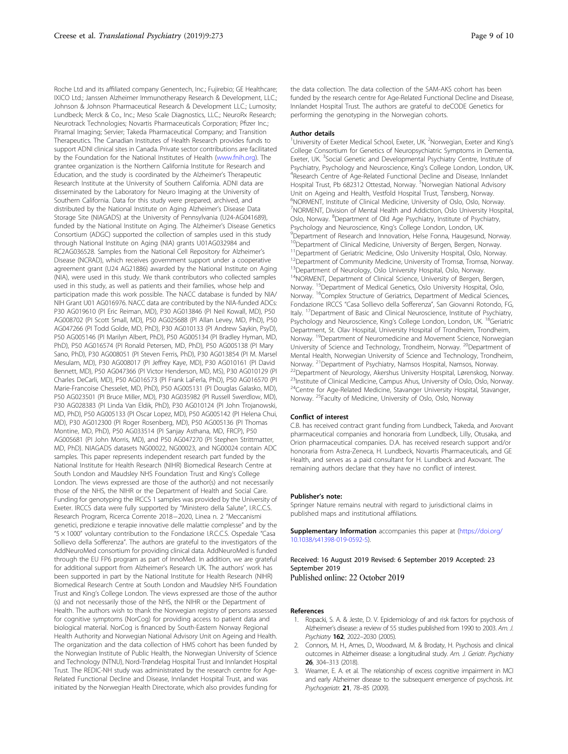Roche Ltd and its affiliated company Genentech, Inc.; Fujirebio; GE Healthcare; IXICO Ltd.; Janssen Alzheimer Immunotherapy Research & Development, LLC.; Johnson & Johnson Pharmaceutical Research & Development LLC.; Lumosity; Lundbeck; Merck & Co., Inc.; Meso Scale Diagnostics, LLC.; NeuroRx Research; Neurotrack Technologies; Novartis Pharmaceuticals Corporation; Pfizer Inc.; Piramal Imaging; Servier; Takeda Pharmaceutical Company; and Transition Therapeutics. The Canadian Institutes of Health Research provides funds to support ADNI clinical sites in Canada. Private sector contributions are facilitated by the Foundation for the National Institutes of Health (www.fnih.org). The grantee organization is the Northern California Institute for Research and Education, and the study is coordinated by the Alzheimer's Therapeutic Research Institute at the University of Southern California. ADNI data are disseminated by the Laboratory for Neuro Imaging at the University of Southern California. Data for this study were prepared, archived, and distributed by the National Institute on Aging Alzheimer's Disease Data Storage Site (NIAGADS) at the University of Pennsylvania (U24-AG041689), funded by the National Institute on Aging. The Alzheimer's Disease Genetics Consortium (ADGC) supported the collection of samples used in this study through National Institute on Aging (NIA) grants U01AG032984 and RC2AG036528. Samples from the National Cell Repository for Alzheimer's Disease (NCRAD), which receives government support under a cooperative agreement grant (U24 AG21886) awarded by the National Institute on Aging (NIA), were used in this study. We thank contributors who collected samples used in this study, as well as patients and their families, whose help and participation made this work possible. The NACC database is funded by NIA/NIH Grant U01 AG016976. NACC data are contributed by the NIA-funded ADCs: P30 AG019610 (PI Eric Reiman, MD), P30 AG013846 (PI Neil Kowall, MD), P50 AG008702 (PI Scott Small, MD), P50 AG025688 (PI Allan Levey, MD, PhD), P50 AG047266 (PI Todd Golde, MD, PhD), P30 AG010133 (PI Andrew Saykin, PsyD), P50 AG005146 (PI Marilyn Albert, PhD), P50 AG005134 (PI Bradley Hyman, MD, PhD), P50 AG016574 (PI Ronald Petersen, MD, PhD), P50 AG005138 (PI Mary Sano, PhD), P30 AG008051 (PI Steven Ferris, PhD), P30 AG013854 (PI M. Marsel Mesulam, MD), P30 AG008017 (PI Jeffrey Kaye, MD), P30 AG010161 (PI David Bennett, MD), P50 AG047366 (PI Victor Henderson, MD, MS), P30 AG010129 (PI Charles DeCarli, MD), P50 AG016573 (PI Frank LaFerla, PhD), P50 AG016570 (PI Marie-Francoise Chesselet, MD, PhD), P50 AG005131 (PI Douglas Galasko, MD), P50 AG023501 (PI Bruce Miller, MD), P30 AG035982 (PI Russell Swerdlow, MD), P30 AG028383 (PI Linda Van Eldik, PhD), P30 AG010124 (PI John Trojanowski, MD, PhD), P50 AG005133 (PI Oscar Lopez, MD), P50 AG005142 (PI Helena Chui, MD), P30 AG012300 (PI Roger Rosenberg, MD), P50 AG005136 (PI Thomas Montine, MD, PhD), P50 AG033514 (PI Sanjay Asthana, MD, FRCP), P50 AG005681 (PI John Morris, MD), and P50 AG047270 (PI Stephen Strittmatter, MD, PhD). NIAGADS datasets NG00022, NG00023, and NG00024 contain ADC samples. This paper represents independent research part funded by the National Institute for Health Research (NIHR) Biomedical Research Centre at South London and Maudsley NHS Foundation Trust and King's College London. The views expressed are those of the author(s) and not necessarily those of the NHS, the NIHR or the Department of Health and Social Care. Funding for genotyping the IRCCS 1 samples was provided by the University of Exeter. IRCCS data were fully supported by "Ministero della Salute", I.R.C.C.S. Research Program, Ricerca Corrente 2018−2020, Linea n. 2 "Meccanismi genetici, predizione e terapie innovative delle malattie complesse" and by the "5 × 1000" voluntary contribution to the Fondazione I.R.C.C.S. Ospedale "Casa Sollievo della Sofferenza". The authors are grateful to the investigators of the AddNeuroMed consortium for providing clinical data. AddNeuroMed is funded through the EU FP6 program as part of InnoMed. In addition, we are grateful for additional support from Alzheimer's Research UK. The authors' work has been supported in part by the National Institute for Health Research (NIHR) Biomedical Research Centre at South London and Maudsley NHS Foundation Trust and King's College London. The views expressed are those of the author (s) and not necessarily those of the NHS, the NIHR or the Department of Health. The authors wish to thank the Norwegian registry of persons assessed for cognitive symptoms (NorCog) for providing access to patient data and biological material. NorCog is financed by South-Eastern Norway Regional Health Authority and Norwegian National Advisory Unit on Ageing and Health. The organization and the data collection of HMS cohort has been funded by the Norwegian Institute of Public Health, the Norwegian University of Science and Technology (NTNU), Nord-Trøndelag Hospital Trust and Innlandet Hospital Trust. The REDIC-NH study was administrated by the research centre for Age-Related Functional Decline and Disease, Innlandet Hospital Trust, and was initiated by the Norwegian Health Directorate, which also provides funding for the data collection. The data collection of the SAM-AKS cohort has been funded by the research centre for Age-Related Functional Decline and Disease, Innlandet Hospital Trust. The authors are grateful to deCODE Genetics for performing the genotyping in the Norwegian cohorts.

## Author details

[1]University of Exeter Medical School, Exeter, UK. [2]Norwegian, Exeter and King's College Consortium for Genetics of Neuropsychiatric Symptoms in Dementia, Exeter, UK. [3]Social Genetic and Developmental Psychiatry Centre, Institute of Psychiatry, Psychology and Neuroscience, King's College London, London, UK. [4]Research Centre of Age-Related Functional Decline and Disease, Innlandet Hospital Trust, Pb 682312 Ottestad, Norway. [5]Norwegian National Advisory Unit on Ageing and Health, Vestfold Hospital Trust, Tønsberg, Norway. [6]NORMENT, Institute of Clinical Medicine, University of Oslo, Oslo, Norway. [7]NORMENT, Division of Mental Health and Addiction, Oslo University Hospital, Oslo, Norway. [8]Department of Old Age Psychiatry, Institute of Psychiatry, Psychology and Neuroscience, King's College London, London, UK. [9]Department of Research and Innovation, Helse Fonna, Haugesund, Norway. [10]Department of Clinical Medicine, University of Bergen, Bergen, Norway. [11]Department of Geriatric Medicine, Oslo University Hospital, Oslo, Norway. [12]Department of Community Medicine, University of Tromsø, Tromsø, Norway. [13]Department of Neurology, Oslo University Hospital, Oslo, Norway. [14]NORMENT, Department of Clinical Science, University of Bergen, Bergen, Norway. [15]Department of Medical Genetics, Oslo University Hospital, Oslo, Norway. [16]Complex Structure of Geriatrics, Department of Medical Sciences, Fondazione IRCCS "Casa Sollievo della Sofferenza", San Giovanni Rotondo, FG, Italy. [17]Department of Basic and Clinical Neuroscience, Institute of Psychiatry, Psychology and Neuroscience, King's College London, London, UK. [18]Geriatric Department, St. Olav Hospital, University Hospital of Trondheim, Trondheim, Norway. [19]Department of Neuromedicine and Movement Science, Norwegian University of Science and Technology, Trondheim, Norway. [20]Department of Mental Health, Norwegian University of Science and Technology, Trondheim, Norway. [21]Department of Psychiatry, Namsos Hospital, Namsos, Norway. [22]Department of Neurology, Akershus University Hospital, Lørenskog, Norway. [23]Institute of Clinical Medicine, Campus Ahus, University of Oslo, Oslo, Norway. [24]Centre for Age-Related Medicine, Stavanger University Hospital, Stavanger, Norway. [25]Faculty of Medicine, University of Oslo, Oslo, Norway

## Conflict of interest

C.B. has received contract grant funding from Lundbeck, Takeda, and Axovant pharmaceutical companies and honoraria from Lundbeck, Lilly, Otusaka, and Orion pharmaceutical companies. D.A. has received research support and/or honoraria from Astra-Zeneca, H. Lundbeck, Novartis Pharmaceuticals, and GE Health, and serves as a paid consultant for H. Lundbeck and Axovant. The remaining authors declare that they have no conflict of interest.

## Publisher's note:

Springer Nature remains neutral with regard to jurisdictional claims in published maps and institutional affiliations.

**Supplementary Information** accompanies this paper at (https://doi.org/10.1038/s41398-019-0592-5).

Received: 16 August 2019 Revised: 6 September 2019 Accepted: 23 September 2019
Published online: 22 October 2019

## References

1. Ropacki, S. A. & Jeste, D. V. Epidemiology of and risk factors for psychosis of Alzheimer's disease: a review of 55 studies published from 1990 to 2003. *Am. J. Psychiatry* **162**, 2022–2030 (2005).
2. Connors, M. H., Ames, D., Woodward, M. & Brodaty, H. Psychosis and clinical outcomes in Alzheimer disease: a longitudinal study. *Am. J. Geriatr. Psychiatry* **26**, 304–313 (2018).
3. Weamer, E. A. et al. The relationship of excess cognitive impairment in MCI and early Alzheimer disease to the subsequent emergence of psychosis. *Int. Psychogeriatr.* **21**, 78–85 (2009).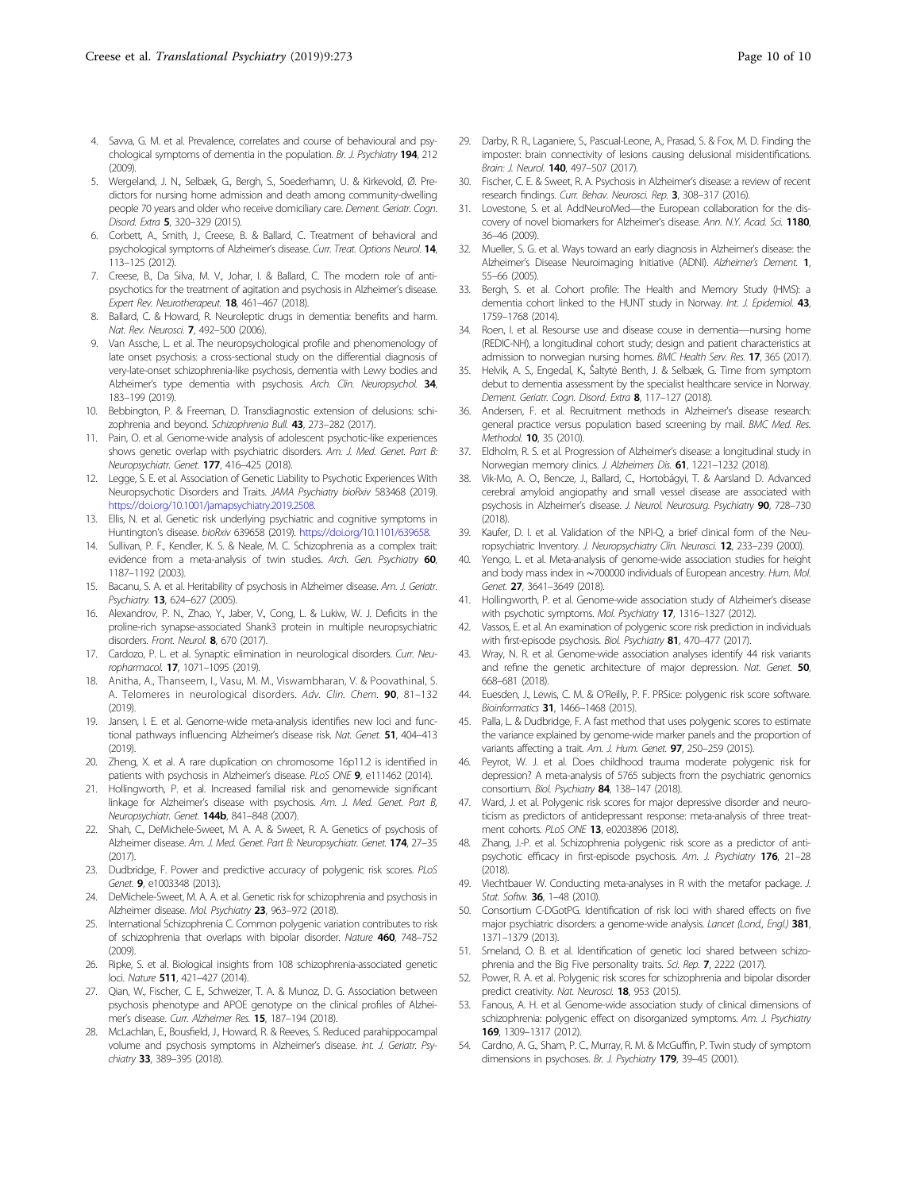4. Savva, G. M. et al. Prevalence, correlates and course of behavioural and psychological symptoms of dementia in the population. *Br. J. Psychiatry* **194**, 212 (2009).
5. Wergeland, J. N., Selbæk, G., Bergh, S., Soederhamn, U. & Kirkevold, Ø. Predictors for nursing home admission and death among community-dwelling people 70 years and older who receive domiciliary care. *Dement. Geriatr. Cogn. Disord. Extra* **5**, 320–329 (2015).
6. Corbett, A., Smith, J., Creese, B. & Ballard, C. Treatment of behavioral and psychological symptoms of Alzheimer's disease. *Curr. Treat. Options Neurol.* **14**, 113–125 (2012).
7. Creese, B., Da Silva, M. V., Johar, I. & Ballard, C. The modern role of antipsychotics for the treatment of agitation and psychosis in Alzheimer's disease. *Expert Rev. Neurotherapeut.* **18**, 461–467 (2018).
8. Ballard, C. & Howard, R. Neuroleptic drugs in dementia: benefits and harm. *Nat. Rev. Neurosci.* **7**, 492–500 (2006).
9. Van Assche, L. et al. The neuropsychological profile and phenomenology of late onset psychosis: a cross-sectional study on the differential diagnosis of very-late-onset schizophrenia-like psychosis, dementia with Lewy bodies and Alzheimer's type dementia with psychosis. *Arch. Clin. Neuropsychol.* **34**, 183–199 (2019).
10. Bebbington, P. & Freeman, D. Transdiagnostic extension of delusions: schizophrenia and beyond. *Schizophrenia Bull.* **43**, 273–282 (2017).
11. Pain, O. et al. Genome-wide analysis of adolescent psychotic-like experiences shows genetic overlap with psychiatric disorders. *Am. J. Med. Genet. Part B: Neuropsychiatr. Genet.* **177**, 416–425 (2018).
12. Legge, S. E. et al. Association of Genetic Liability to Psychotic Experiences With Neuropsychotic Disorders and Traits. *JAMA Psychiatry bioRxiv* 583468 (2019). https://doi.org/10.1001/jamapsychiatry.2019.2508.
13. Ellis, N. et al. Genetic risk underlying psychiatric and cognitive symptoms in Huntington's disease. *bioRxiv* 639658 (2019). https://doi.org/10.1101/639658.
14. Sullivan, P. F., Kendler, K. S. & Neale, M. C. Schizophrenia as a complex trait: evidence from a meta-analysis of twin studies. *Arch. Gen. Psychiatry* **60**, 1187–1192 (2003).
15. Bacanu, S. A. et al. Heritability of psychosis in Alzheimer disease. *Am. J. Geriatr. Psychiatry.* **13**, 624–627 (2005).
16. Alexandrov, P. N., Zhao, Y., Jaber, V., Cong, L. & Lukiw, W. J. Deficits in the proline-rich synapse-associated Shank3 protein in multiple neuropsychiatric disorders. *Front. Neurol.* **8**, 670 (2017).
17. Cardozo, P. L. et al. Synaptic elimination in neurological disorders. *Curr. Neuropharmacol.* **17**, 1071–1095 (2019).
18. Anitha, A., Thanseem, I., Vasu, M. M., Viswambharan, V. & Poovathinal, S. A. Telomeres in neurological disorders. *Adv. Clin. Chem.* **90**, 81–132 (2019).
19. Jansen, I. E. et al. Genome-wide meta-analysis identifies new loci and functional pathways influencing Alzheimer's disease risk. *Nat. Genet.* **51**, 404–413 (2019).
20. Zheng, X. et al. A rare duplication on chromosome 16p11.2 is identified in patients with psychosis in Alzheimer's disease. *PLoS ONE* **9**, e111462 (2014).
21. Hollingworth, P. et al. Increased familial risk and genomewide significant linkage for Alzheimer's disease with psychosis. *Am. J. Med. Genet. Part B, Neuropsychiatr. Genet.* **144b**, 841–848 (2007).
22. Shah, C., DeMichele-Sweet, M. A. A. & Sweet, R. A. Genetics of psychosis of Alzheimer disease. *Am. J. Med. Genet. Part B: Neuropsychiatr. Genet.* **174**, 27–35 (2017).
23. Dudbridge, F. Power and predictive accuracy of polygenic risk scores. *PLoS Genet.* **9**, e1003348 (2013).
24. DeMichele-Sweet, M. A. A. et al. Genetic risk for schizophrenia and psychosis in Alzheimer disease. *Mol. Psychiatry* **23**, 963–972 (2018).
25. International Schizophrenia C. Common polygenic variation contributes to risk of schizophrenia that overlaps with bipolar disorder. *Nature* **460**, 748–752 (2009).
26. Ripke, S. et al. Biological insights from 108 schizophrenia-associated genetic loci. *Nature* **511**, 421–427 (2014).
27. Qian, W., Fischer, C. E., Schweizer, T. A. & Munoz, D. G. Association between psychosis phenotype and APOE genotype on the clinical profiles of Alzheimer's disease. *Curr. Alzheimer Res.* **15**, 187–194 (2018).
28. McLachlan, E., Bousfield, J., Howard, R. & Reeves, S. Reduced parahippocampal volume and psychosis symptoms in Alzheimer's disease. *Int. J. Geriatr. Psychiatry* **33**, 389–395 (2018).
29. Darby, R. R., Laganiere, S., Pascual-Leone, A., Prasad, S. & Fox, M. D. Finding the imposter: brain connectivity of lesions causing delusional misidentifications. *Brain: J. Neurol.* **140**, 497–507 (2017).
30. Fischer, C. E. & Sweet, R. A. Psychosis in Alzheimer's disease: a review of recent research findings. *Curr. Behav. Neurosci. Rep.* **3**, 308–317 (2016).
31. Lovestone, S. et al. AddNeuroMed—the European collaboration for the discovery of novel biomarkers for Alzheimer's disease. *Ann. N.Y. Acad. Sci.* **1180**, 36–46 (2009).
32. Mueller, S. G. et al. Ways toward an early diagnosis in Alzheimer's disease: the Alzheimer's Disease Neuroimaging Initiative (ADNI). *Alzheimer's Dement.* **1**, 55–66 (2005).
33. Bergh, S. et al. Cohort profile: The Health and Memory Study (HMS): a dementia cohort linked to the HUNT study in Norway. *Int. J. Epidemiol.* **43**, 1759–1768 (2014).
34. Roen, I. et al. Resourse use and disease couse in dementia—nursing home (REDIC-NH), a longitudinal cohort study; design and patient characteristics at admission to norwegian nursing homes. *BMC Health Serv. Res.* **17**, 365 (2017).
35. Helvik, A. S., Engedal, K., Šaltytė Benth, J. & Selbæk, G. Time from symptom debut to dementia assessment by the specialist healthcare service in Norway. *Dement. Geriatr. Cogn. Disord. Extra* **8**, 117–127 (2018).
36. Andersen, F. et al. Recruitment methods in Alzheimer's disease research: general practice versus population based screening by mail. *BMC Med. Res. Methodol.* **10**, 35 (2010).
37. Eldholm, R. S. et al. Progression of Alzheimer's disease: a longitudinal study in Norwegian memory clinics. *J. Alzheimers Dis.* **61**, 1221–1232 (2018).
38. Vik-Mo, A. O., Bencze, J., Ballard, C., Hortobágyi, T. & Aarsland D. Advanced cerebral amyloid angiopathy and small vessel disease are associated with psychosis in Alzheimer's disease. *J. Neurol. Neurosurg. Psychiatry* **90**, 728–730 (2018).
39. Kaufer, D. I. et al. Validation of the NPI-Q, a brief clinical form of the Neuropsychiatric Inventory. *J. Neuropsychiatry Clin. Neurosci.* **12**, 233–239 (2000).
40. Yengo, L. et al. Meta-analysis of genome-wide association studies for height and body mass index in ~700000 individuals of European ancestry. *Hum. Mol. Genet.* **27**, 3641–3649 (2018).
41. Hollingworth, P. et al. Genome-wide association study of Alzheimer's disease with psychotic symptoms. *Mol. Psychiatry* **17**, 1316–1327 (2012).
42. Vassos, E. et al. An examination of polygenic score risk prediction in individuals with first-episode psychosis. *Biol. Psychiatry* **81**, 470–477 (2017).
43. Wray, N. R. et al. Genome-wide association analyses identify 44 risk variants and refine the genetic architecture of major depression. *Nat. Genet.* **50**, 668–681 (2018).
44. Euesden, J., Lewis, C. M. & O'Reilly, P. F. PRSice: polygenic risk score software. *Bioinformatics* **31**, 1466–1468 (2015).
45. Palla, L. & Dudbridge, F. A fast method that uses polygenic scores to estimate the variance explained by genome-wide marker panels and the proportion of variants affecting a trait. *Am. J. Hum. Genet.* **97**, 250–259 (2015).
46. Peyrot, W. J. et al. Does childhood trauma moderate polygenic risk for depression? A meta-analysis of 5765 subjects from the psychiatric genomics consortium. *Biol. Psychiatry* **84**, 138–147 (2018).
47. Ward, J. et al. Polygenic risk scores for major depressive disorder and neuroticism as predictors of antidepressant response: meta-analysis of three treatment cohorts. *PLoS ONE* **13**, e0203896 (2018).
48. Zhang, J.-P. et al. Schizophrenia polygenic risk score as a predictor of antipsychotic efficacy in first-episode psychosis. *Am. J. Psychiatry* **176**, 21–28 (2018).
49. Viechtbauer W. Conducting meta-analyses in R with the metafor package. *J. Stat. Softw.* **36**, 1–48 (2010).
50. Consortium C-DGotPG. Identification of risk loci with shared effects on five major psychiatric disorders: a genome-wide analysis. *Lancet (Lond., Engl.)* **381**, 1371–1379 (2013).
51. Smeland, O. B. et al. Identification of genetic loci shared between schizophrenia and the Big Five personality traits. *Sci. Rep.* **7**, 2222 (2017).
52. Power, R. A. et al. Polygenic risk scores for schizophrenia and bipolar disorder predict creativity. *Nat. Neurosci.* **18**, 953 (2015).
53. Fanous, A. H. et al. Genome-wide association study of clinical dimensions of schizophrenia: polygenic effect on disorganized symptoms. *Am. J. Psychiatry* **169**, 1309–1317 (2012).
54. Cardno, A. G., Sham, P. C., Murray, R. M. & McGuffin, P. Twin study of symptom dimensions in psychoses. *Br. J. Psychiatry* **179**, 39–45 (2001).